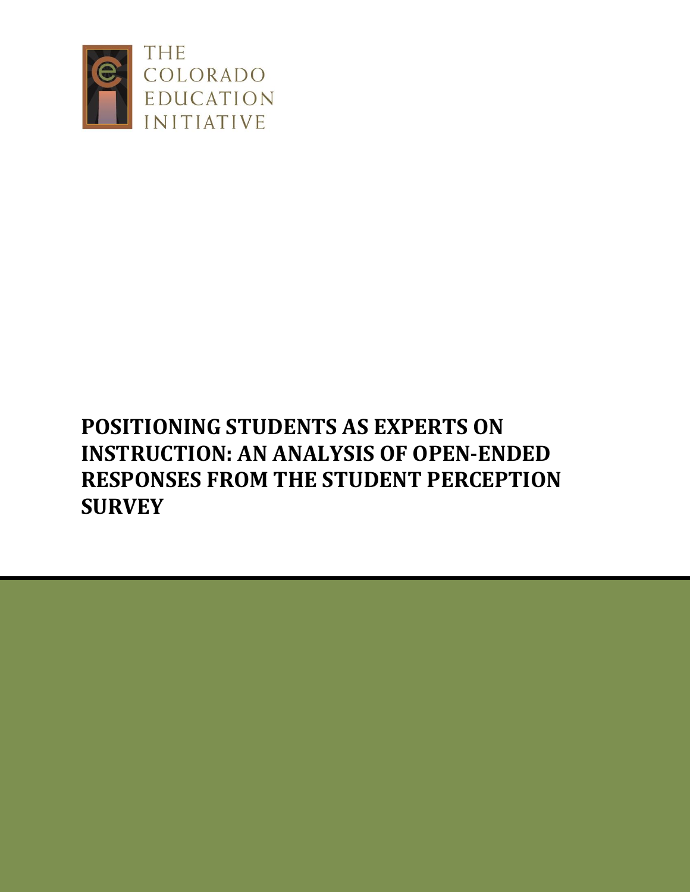THE COLORADO EDUCATION INITIATIVE

# POSITIONING STUDENTS AS EXPERTS ON INSTRUCTION: AN ANALYSIS OF OPEN-ENDED RESPONSES FROM THE STUDENT PERCEPTION SURVEY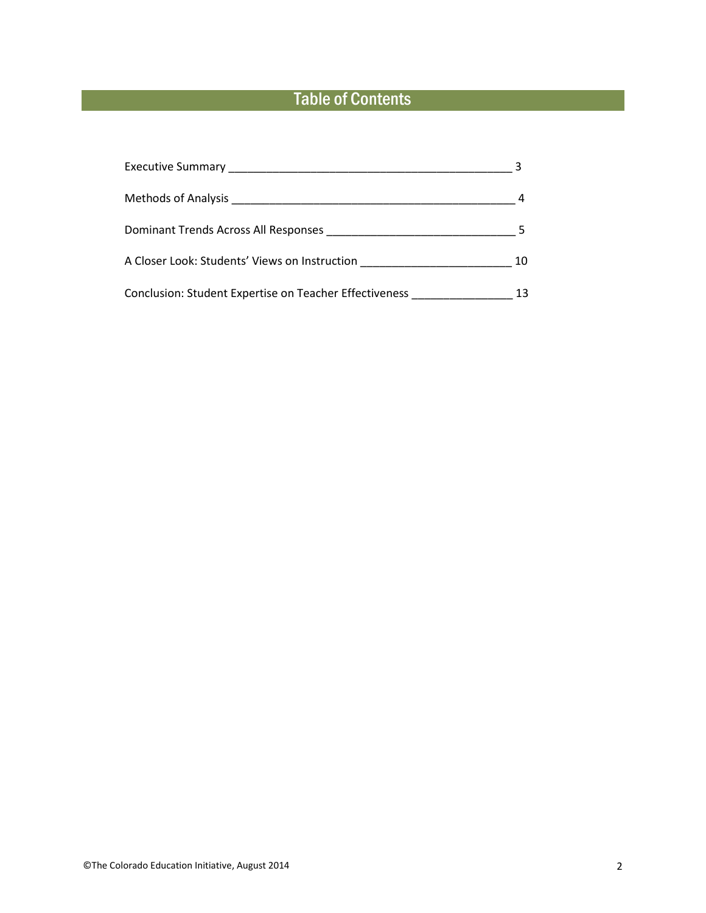# Table of Contents

Executive Summary _____________________________________________ 3

Methods of Analysis _____________________________________________ 4

Dominant Trends Across All Responses _____________________________ 5

A Closer Look: Students' Views on Instruction _______________________ 10

Conclusion: Student Expertise on Teacher Effectiveness _______________ 13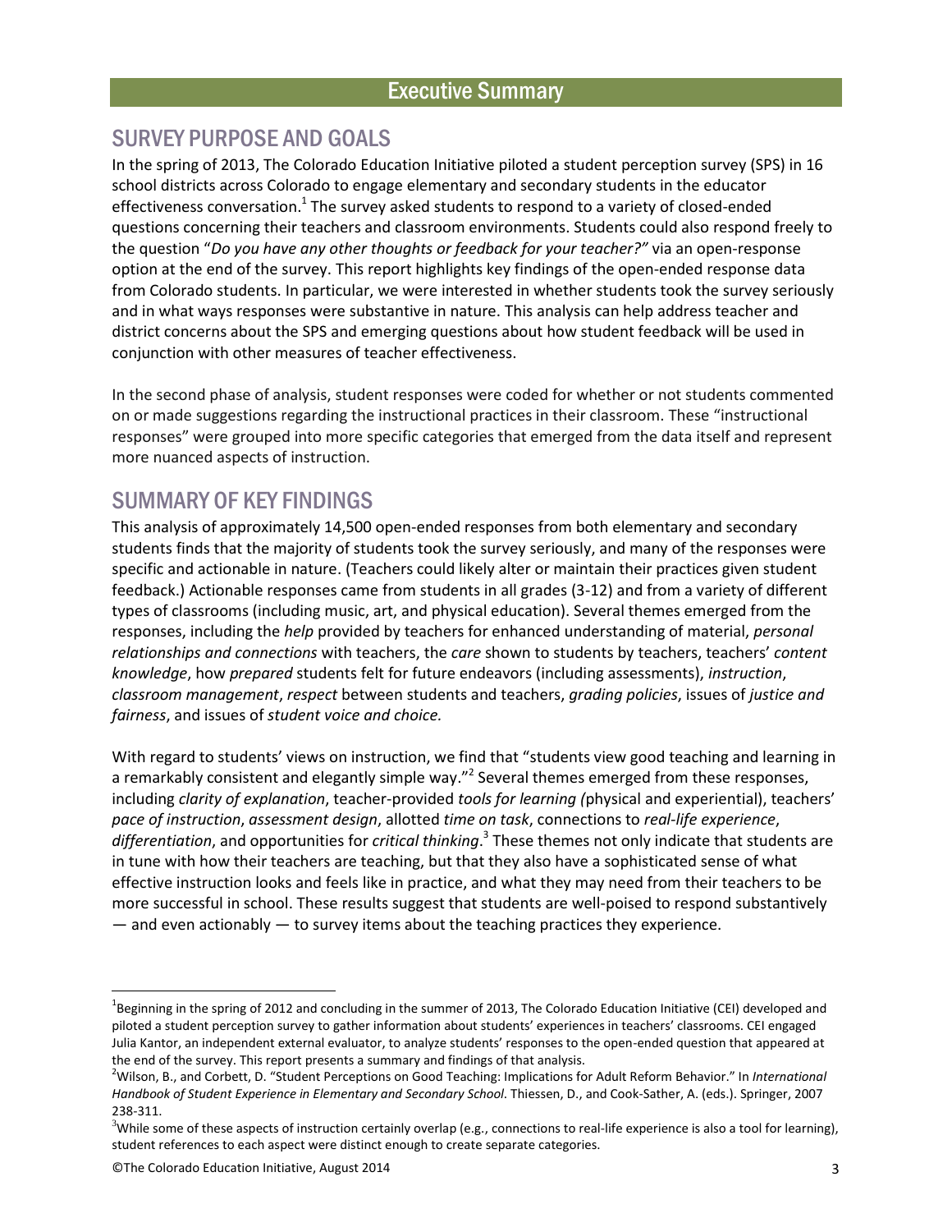# Executive Summary

## SURVEY PURPOSE AND GOALS

In the spring of 2013, The Colorado Education Initiative piloted a student perception survey (SPS) in 16 school districts across Colorado to engage elementary and secondary students in the educator effectiveness conversation.[1] The survey asked students to respond to a variety of closed-ended questions concerning their teachers and classroom environments. Students could also respond freely to the question "*Do you have any other thoughts or feedback for your teacher?"* via an open-response option at the end of the survey. This report highlights key findings of the open-ended response data from Colorado students. In particular, we were interested in whether students took the survey seriously and in what ways responses were substantive in nature. This analysis can help address teacher and district concerns about the SPS and emerging questions about how student feedback will be used in conjunction with other measures of teacher effectiveness.

In the second phase of analysis, student responses were coded for whether or not students commented on or made suggestions regarding the instructional practices in their classroom. These "instructional responses" were grouped into more specific categories that emerged from the data itself and represent more nuanced aspects of instruction.

## SUMMARY OF KEY FINDINGS

This analysis of approximately 14,500 open-ended responses from both elementary and secondary students finds that the majority of students took the survey seriously, and many of the responses were specific and actionable in nature. (Teachers could likely alter or maintain their practices given student feedback.) Actionable responses came from students in all grades (3-12) and from a variety of different types of classrooms (including music, art, and physical education). Several themes emerged from the responses, including the *help* provided by teachers for enhanced understanding of material, *personal relationships and connections* with teachers, the *care* shown to students by teachers, teachers' *content knowledge*, how *prepared* students felt for future endeavors (including assessments), *instruction*, *classroom management*, *respect* between students and teachers, *grading policies*, issues of *justice and fairness*, and issues of *student voice and choice.*

With regard to students' views on instruction, we find that "students view good teaching and learning in a remarkably consistent and elegantly simple way."[2] Several themes emerged from these responses, including *clarity of explanation*, teacher-provided *tools for learning (*physical and experiential), teachers' *pace of instruction*, *assessment design*, allotted *time on task*, connections to *real-life experience*, *differentiation*, and opportunities for *critical thinking*.[3] These themes not only indicate that students are in tune with how their teachers are teaching, but that they also have a sophisticated sense of what effective instruction looks and feels like in practice, and what they may need from their teachers to be more successful in school. These results suggest that students are well-poised to respond substantively — and even actionably — to survey items about the teaching practices they experience.

---

[1]Beginning in the spring of 2012 and concluding in the summer of 2013, The Colorado Education Initiative (CEI) developed and piloted a student perception survey to gather information about students' experiences in teachers' classrooms. CEI engaged Julia Kantor, an independent external evaluator, to analyze students' responses to the open-ended question that appeared at the end of the survey. This report presents a summary and findings of that analysis.

[2]Wilson, B., and Corbett, D. "Student Perceptions on Good Teaching: Implications for Adult Reform Behavior." In *International Handbook of Student Experience in Elementary and Secondary School*. Thiessen, D., and Cook-Sather, A. (eds.). Springer, 2007 238-311.

[3]While some of these aspects of instruction certainly overlap (e.g., connections to real-life experience is also a tool for learning), student references to each aspect were distinct enough to create separate categories.

©The Colorado Education Initiative, August 2014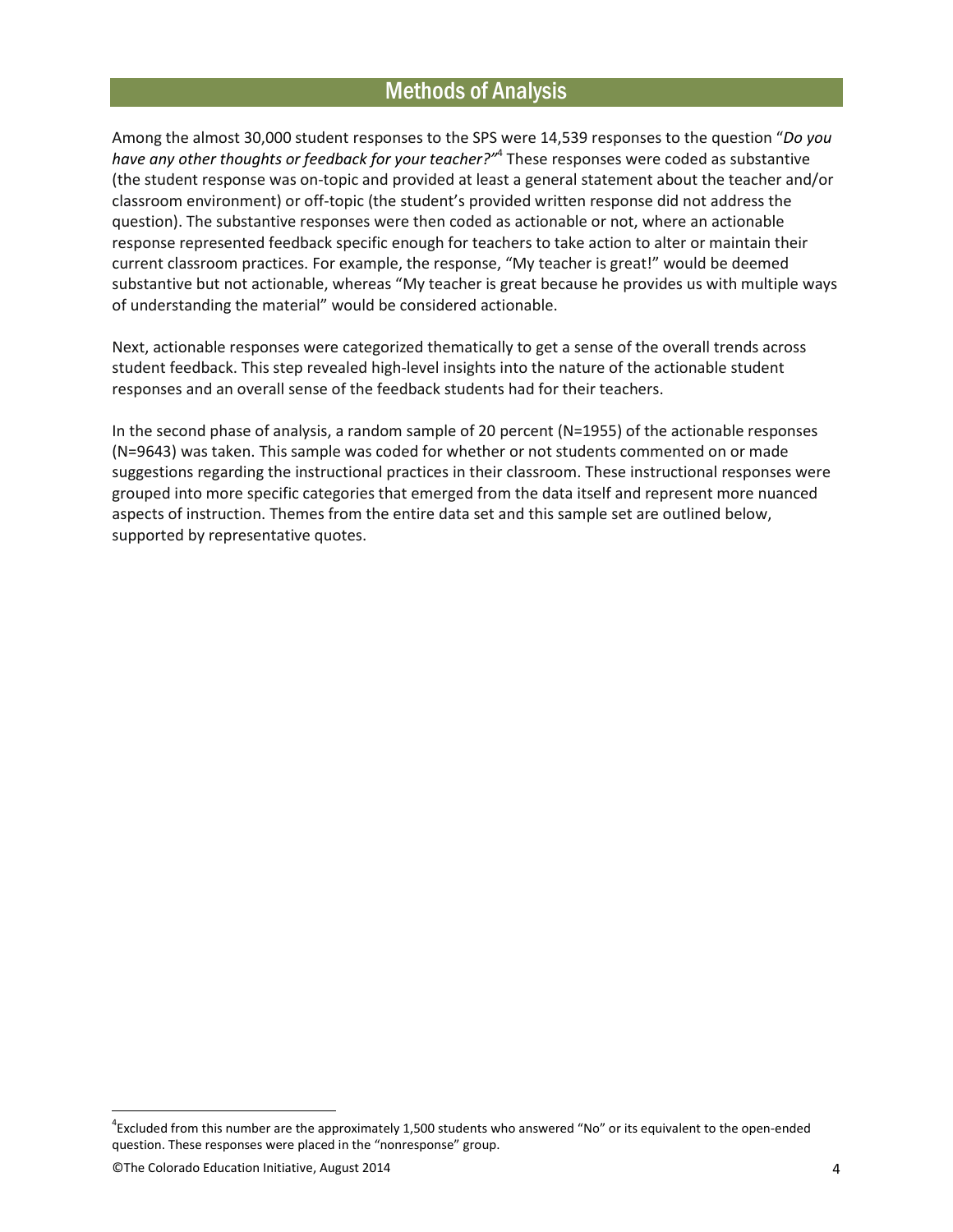## Methods of Analysis

Among the almost 30,000 student responses to the SPS were 14,539 responses to the question "*Do you have any other thoughts or feedback for your teacher?*"[4] These responses were coded as substantive (the student response was on-topic and provided at least a general statement about the teacher and/or classroom environment) or off-topic (the student's provided written response did not address the question). The substantive responses were then coded as actionable or not, where an actionable response represented feedback specific enough for teachers to take action to alter or maintain their current classroom practices. For example, the response, "My teacher is great!" would be deemed substantive but not actionable, whereas "My teacher is great because he provides us with multiple ways of understanding the material" would be considered actionable.

Next, actionable responses were categorized thematically to get a sense of the overall trends across student feedback. This step revealed high-level insights into the nature of the actionable student responses and an overall sense of the feedback students had for their teachers.

In the second phase of analysis, a random sample of 20 percent (N=1955) of the actionable responses (N=9643) was taken. This sample was coded for whether or not students commented on or made suggestions regarding the instructional practices in their classroom. These instructional responses were grouped into more specific categories that emerged from the data itself and represent more nuanced aspects of instruction. Themes from the entire data set and this sample set are outlined below, supported by representative quotes.

[4] Excluded from this number are the approximately 1,500 students who answered "No" or its equivalent to the open-ended question. These responses were placed in the "nonresponse" group.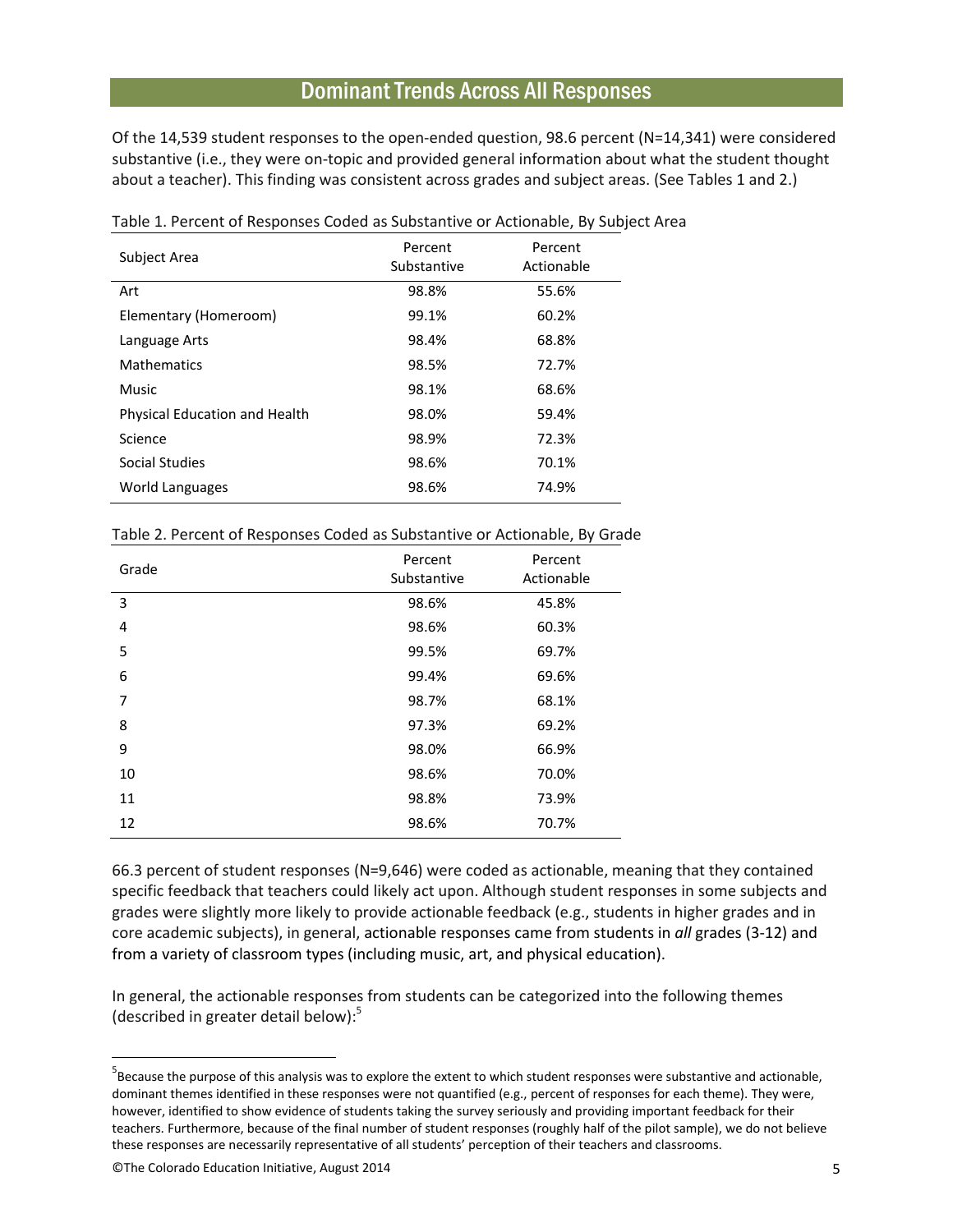## Dominant Trends Across All Responses

Of the 14,539 student responses to the open-ended question, 98.6 percent (N=14,341) were considered substantive (i.e., they were on-topic and provided general information about what the student thought about a teacher). This finding was consistent across grades and subject areas. (See Tables 1 and 2.)

Table 1. Percent of Responses Coded as Substantive or Actionable, By Subject Area

| Subject Area | Percent Substantive | Percent Actionable |
|---|---|---|
| Art | 98.8% | 55.6% |
| Elementary (Homeroom) | 99.1% | 60.2% |
| Language Arts | 98.4% | 68.8% |
| Mathematics | 98.5% | 72.7% |
| Music | 98.1% | 68.6% |
| Physical Education and Health | 98.0% | 59.4% |
| Science | 98.9% | 72.3% |
| Social Studies | 98.6% | 70.1% |
| World Languages | 98.6% | 74.9% |

Table 2. Percent of Responses Coded as Substantive or Actionable, By Grade

| Grade | Percent Substantive | Percent Actionable |
|---|---|---|
| 3 | 98.6% | 45.8% |
| 4 | 98.6% | 60.3% |
| 5 | 99.5% | 69.7% |
| 6 | 99.4% | 69.6% |
| 7 | 98.7% | 68.1% |
| 8 | 97.3% | 69.2% |
| 9 | 98.0% | 66.9% |
| 10 | 98.6% | 70.0% |
| 11 | 98.8% | 73.9% |
| 12 | 98.6% | 70.7% |

66.3 percent of student responses (N=9,646) were coded as actionable, meaning that they contained specific feedback that teachers could likely act upon. Although student responses in some subjects and grades were slightly more likely to provide actionable feedback (e.g., students in higher grades and in core academic subjects), in general, actionable responses came from students in *all* grades (3-12) and from a variety of classroom types (including music, art, and physical education).

In general, the actionable responses from students can be categorized into the following themes (described in greater detail below):[5]

[5] Because the purpose of this analysis was to explore the extent to which student responses were substantive and actionable, dominant themes identified in these responses were not quantified (e.g., percent of responses for each theme). They were, however, identified to show evidence of students taking the survey seriously and providing important feedback for their teachers. Furthermore, because of the final number of student responses (roughly half of the pilot sample), we do not believe these responses are necessarily representative of all students' perception of their teachers and classrooms.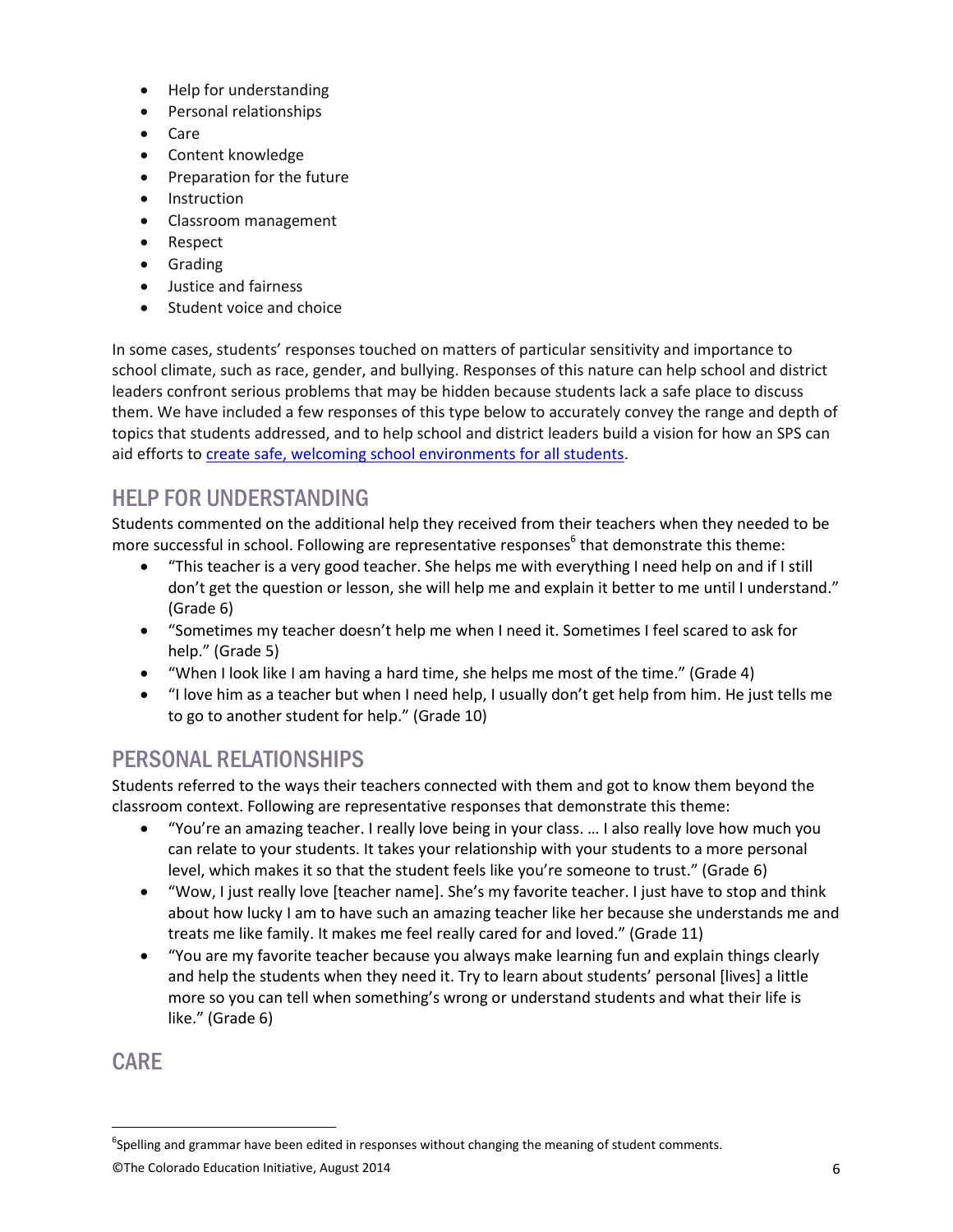- Help for understanding
- Personal relationships
- Care
- Content knowledge
- Preparation for the future
- Instruction
- Classroom management
- Respect
- Grading
- Justice and fairness
- Student voice and choice

In some cases, students' responses touched on matters of particular sensitivity and importance to school climate, such as race, gender, and bullying. Responses of this nature can help school and district leaders confront serious problems that may be hidden because students lack a safe place to discuss them. We have included a few responses of this type below to accurately convey the range and depth of topics that students addressed, and to help school and district leaders build a vision for how an SPS can aid efforts to create safe, welcoming school environments for all students.

## HELP FOR UNDERSTANDING

Students commented on the additional help they received from their teachers when they needed to be more successful in school. Following are representative responses[6] that demonstrate this theme:

- "This teacher is a very good teacher. She helps me with everything I need help on and if I still don't get the question or lesson, she will help me and explain it better to me until I understand." (Grade 6)
- "Sometimes my teacher doesn't help me when I need it. Sometimes I feel scared to ask for help." (Grade 5)
- "When I look like I am having a hard time, she helps me most of the time." (Grade 4)
- "I love him as a teacher but when I need help, I usually don't get help from him. He just tells me to go to another student for help." (Grade 10)

## PERSONAL RELATIONSHIPS

Students referred to the ways their teachers connected with them and got to know them beyond the classroom context. Following are representative responses that demonstrate this theme:

- "You're an amazing teacher. I really love being in your class. … I also really love how much you can relate to your students. It takes your relationship with your students to a more personal level, which makes it so that the student feels like you're someone to trust." (Grade 6)
- "Wow, I just really love [teacher name]. She's my favorite teacher. I just have to stop and think about how lucky I am to have such an amazing teacher like her because she understands me and treats me like family. It makes me feel really cared for and loved." (Grade 11)
- "You are my favorite teacher because you always make learning fun and explain things clearly and help the students when they need it. Try to learn about students' personal [lives] a little more so you can tell when something's wrong or understand students and what their life is like." (Grade 6)

## CARE

[6] Spelling and grammar have been edited in responses without changing the meaning of student comments.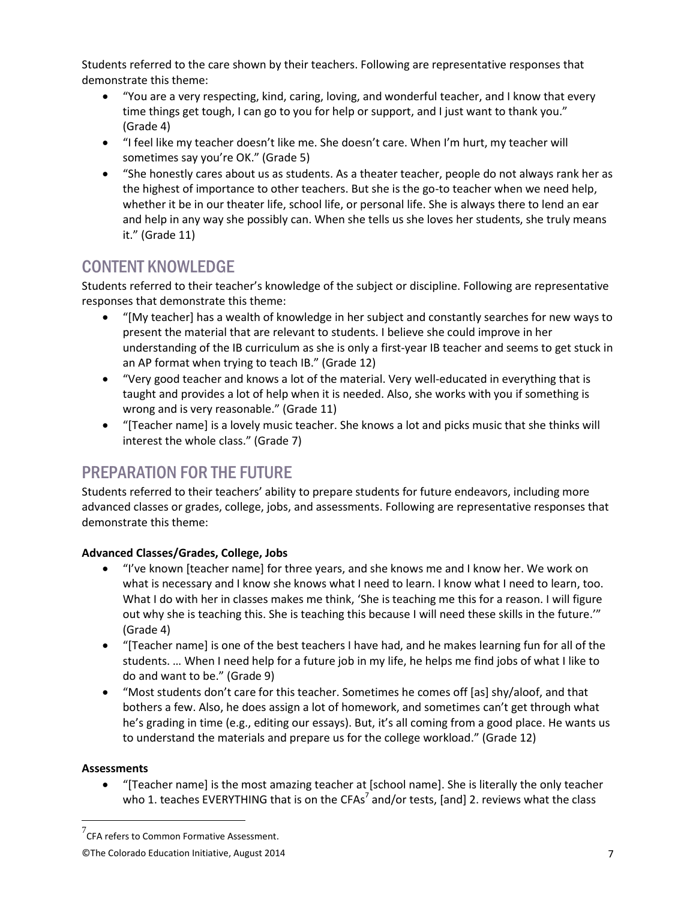Students referred to the care shown by their teachers. Following are representative responses that demonstrate this theme:

- "You are a very respecting, kind, caring, loving, and wonderful teacher, and I know that every time things get tough, I can go to you for help or support, and I just want to thank you." (Grade 4)
- "I feel like my teacher doesn't like me. She doesn't care. When I'm hurt, my teacher will sometimes say you're OK." (Grade 5)
- "She honestly cares about us as students. As a theater teacher, people do not always rank her as the highest of importance to other teachers. But she is the go-to teacher when we need help, whether it be in our theater life, school life, or personal life. She is always there to lend an ear and help in any way she possibly can. When she tells us she loves her students, she truly means it." (Grade 11)

## CONTENT KNOWLEDGE

Students referred to their teacher's knowledge of the subject or discipline. Following are representative responses that demonstrate this theme:

- "[My teacher] has a wealth of knowledge in her subject and constantly searches for new ways to present the material that are relevant to students. I believe she could improve in her understanding of the IB curriculum as she is only a first-year IB teacher and seems to get stuck in an AP format when trying to teach IB." (Grade 12)
- "Very good teacher and knows a lot of the material. Very well-educated in everything that is taught and provides a lot of help when it is needed. Also, she works with you if something is wrong and is very reasonable." (Grade 11)
- "[Teacher name] is a lovely music teacher. She knows a lot and picks music that she thinks will interest the whole class." (Grade 7)

## PREPARATION FOR THE FUTURE

Students referred to their teachers' ability to prepare students for future endeavors, including more advanced classes or grades, college, jobs, and assessments. Following are representative responses that demonstrate this theme:

**Advanced Classes/Grades, College, Jobs**

- "I've known [teacher name] for three years, and she knows me and I know her. We work on what is necessary and I know she knows what I need to learn. I know what I need to learn, too. What I do with her in classes makes me think, 'She is teaching me this for a reason. I will figure out why she is teaching this. She is teaching this because I will need these skills in the future.'" (Grade 4)
- "[Teacher name] is one of the best teachers I have had, and he makes learning fun for all of the students. … When I need help for a future job in my life, he helps me find jobs of what I like to do and want to be." (Grade 9)
- "Most students don't care for this teacher. Sometimes he comes off [as] shy/aloof, and that bothers a few. Also, he does assign a lot of homework, and sometimes can't get through what he's grading in time (e.g., editing our essays). But, it's all coming from a good place. He wants us to understand the materials and prepare us for the college workload." (Grade 12)

**Assessments**

- "[Teacher name] is the most amazing teacher at [school name]. She is literally the only teacher who 1. teaches EVERYTHING that is on the CFAs[7] and/or tests, [and] 2. reviews what the class

[7] CFA refers to Common Formative Assessment.

©The Colorado Education Initiative, August 2014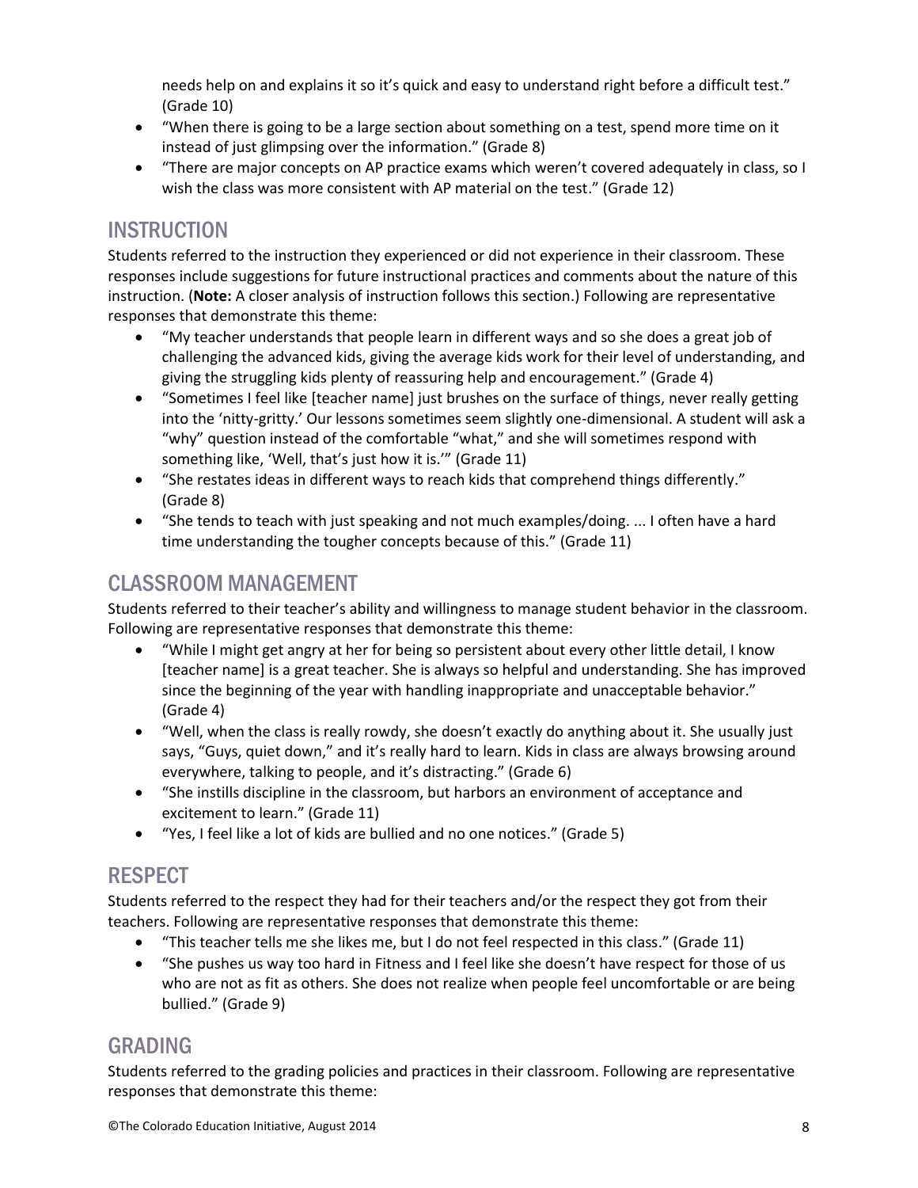needs help on and explains it so it's quick and easy to understand right before a difficult test." (Grade 10)

- "When there is going to be a large section about something on a test, spend more time on it instead of just glimpsing over the information." (Grade 8)
- "There are major concepts on AP practice exams which weren't covered adequately in class, so I wish the class was more consistent with AP material on the test." (Grade 12)

## INSTRUCTION

Students referred to the instruction they experienced or did not experience in their classroom. These responses include suggestions for future instructional practices and comments about the nature of this instruction. (**Note:** A closer analysis of instruction follows this section.) Following are representative responses that demonstrate this theme:

- "My teacher understands that people learn in different ways and so she does a great job of challenging the advanced kids, giving the average kids work for their level of understanding, and giving the struggling kids plenty of reassuring help and encouragement." (Grade 4)
- "Sometimes I feel like [teacher name] just brushes on the surface of things, never really getting into the 'nitty-gritty.' Our lessons sometimes seem slightly one-dimensional. A student will ask a "why" question instead of the comfortable "what," and she will sometimes respond with something like, 'Well, that's just how it is.'" (Grade 11)
- "She restates ideas in different ways to reach kids that comprehend things differently." (Grade 8)
- "She tends to teach with just speaking and not much examples/doing. ... I often have a hard time understanding the tougher concepts because of this." (Grade 11)

## CLASSROOM MANAGEMENT

Students referred to their teacher's ability and willingness to manage student behavior in the classroom. Following are representative responses that demonstrate this theme:

- "While I might get angry at her for being so persistent about every other little detail, I know [teacher name] is a great teacher. She is always so helpful and understanding. She has improved since the beginning of the year with handling inappropriate and unacceptable behavior." (Grade 4)
- "Well, when the class is really rowdy, she doesn't exactly do anything about it. She usually just says, "Guys, quiet down," and it's really hard to learn. Kids in class are always browsing around everywhere, talking to people, and it's distracting." (Grade 6)
- "She instills discipline in the classroom, but harbors an environment of acceptance and excitement to learn." (Grade 11)
- "Yes, I feel like a lot of kids are bullied and no one notices." (Grade 5)

## RESPECT

Students referred to the respect they had for their teachers and/or the respect they got from their teachers. Following are representative responses that demonstrate this theme:

- "This teacher tells me she likes me, but I do not feel respected in this class." (Grade 11)
- "She pushes us way too hard in Fitness and I feel like she doesn't have respect for those of us who are not as fit as others. She does not realize when people feel uncomfortable or are being bullied." (Grade 9)

## GRADING

Students referred to the grading policies and practices in their classroom. Following are representative responses that demonstrate this theme: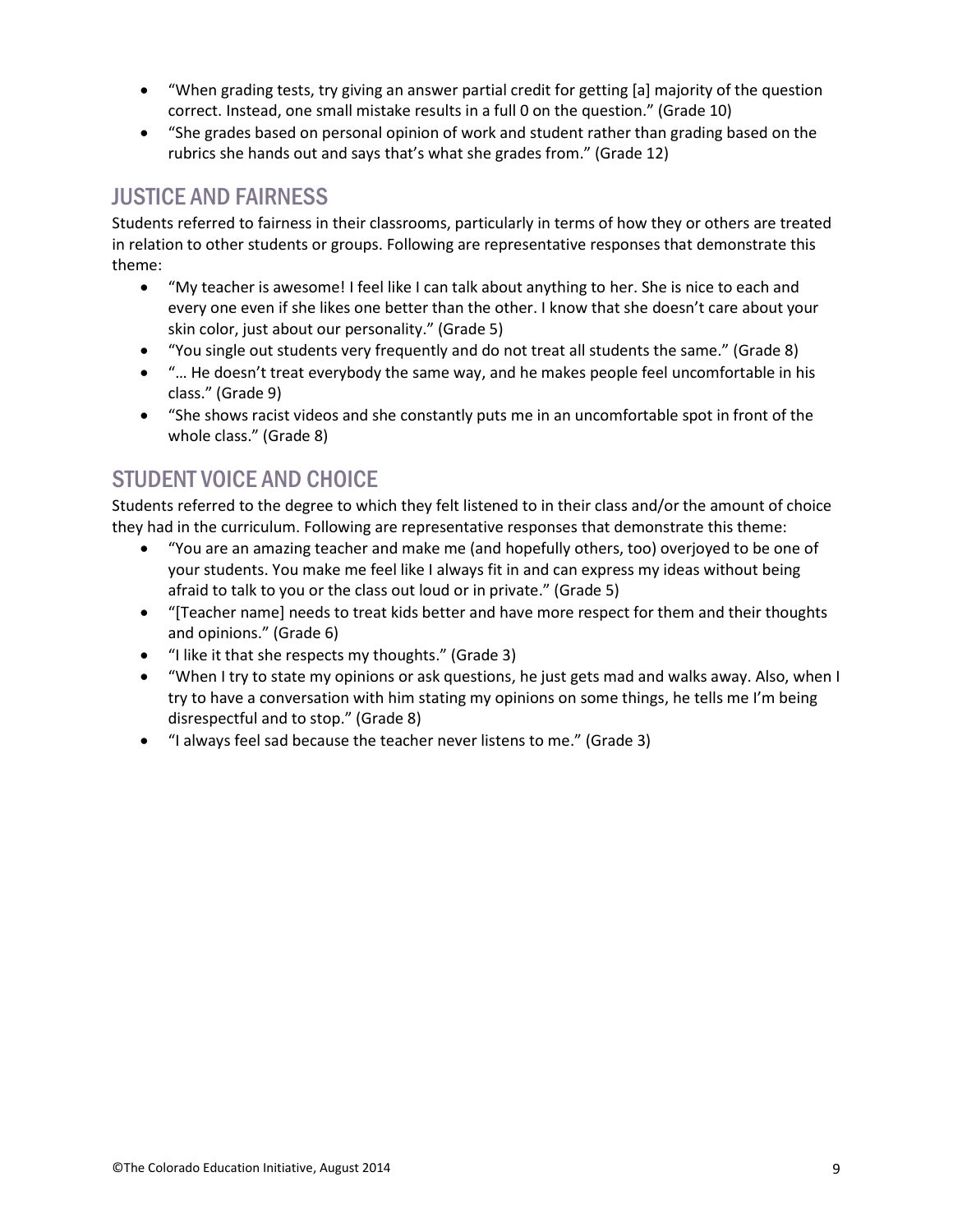- "When grading tests, try giving an answer partial credit for getting [a] majority of the question correct. Instead, one small mistake results in a full 0 on the question." (Grade 10)
- "She grades based on personal opinion of work and student rather than grading based on the rubrics she hands out and says that's what she grades from." (Grade 12)

## JUSTICE AND FAIRNESS

Students referred to fairness in their classrooms, particularly in terms of how they or others are treated in relation to other students or groups. Following are representative responses that demonstrate this theme:

- "My teacher is awesome! I feel like I can talk about anything to her. She is nice to each and every one even if she likes one better than the other. I know that she doesn't care about your skin color, just about our personality." (Grade 5)
- "You single out students very frequently and do not treat all students the same." (Grade 8)
- "… He doesn't treat everybody the same way, and he makes people feel uncomfortable in his class." (Grade 9)
- "She shows racist videos and she constantly puts me in an uncomfortable spot in front of the whole class." (Grade 8)

## STUDENT VOICE AND CHOICE

Students referred to the degree to which they felt listened to in their class and/or the amount of choice they had in the curriculum. Following are representative responses that demonstrate this theme:

- "You are an amazing teacher and make me (and hopefully others, too) overjoyed to be one of your students. You make me feel like I always fit in and can express my ideas without being afraid to talk to you or the class out loud or in private." (Grade 5)
- "[Teacher name] needs to treat kids better and have more respect for them and their thoughts and opinions." (Grade 6)
- "I like it that she respects my thoughts." (Grade 3)
- "When I try to state my opinions or ask questions, he just gets mad and walks away. Also, when I try to have a conversation with him stating my opinions on some things, he tells me I'm being disrespectful and to stop." (Grade 8)
- "I always feel sad because the teacher never listens to me." (Grade 3)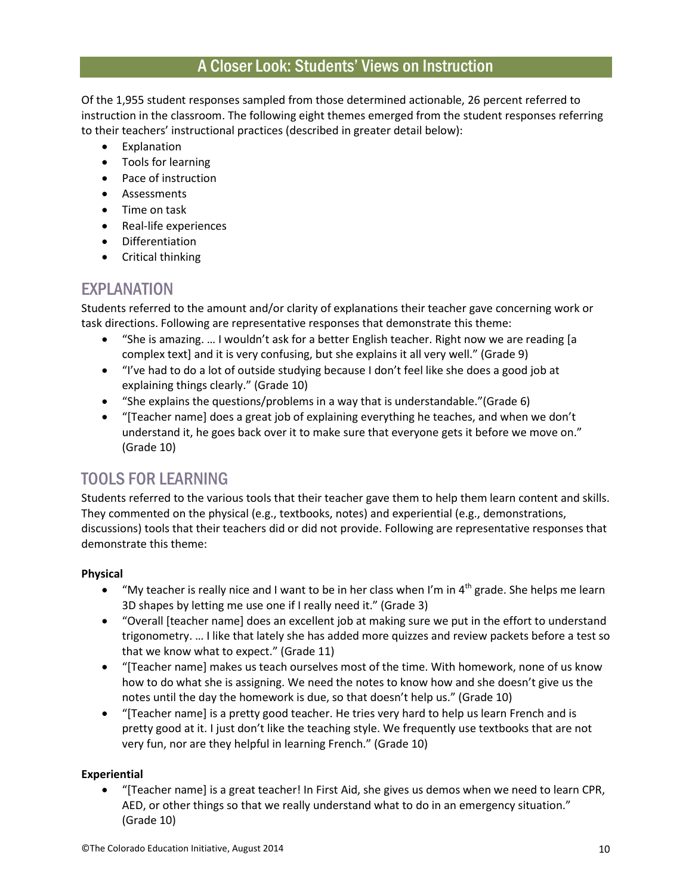## A Closer Look: Students' Views on Instruction

Of the 1,955 student responses sampled from those determined actionable, 26 percent referred to instruction in the classroom. The following eight themes emerged from the student responses referring to their teachers' instructional practices (described in greater detail below):

- Explanation
- Tools for learning
- Pace of instruction
- Assessments
- Time on task
- Real-life experiences
- Differentiation
- Critical thinking

## EXPLANATION

Students referred to the amount and/or clarity of explanations their teacher gave concerning work or task directions. Following are representative responses that demonstrate this theme:

- "She is amazing. … I wouldn't ask for a better English teacher. Right now we are reading [a complex text] and it is very confusing, but she explains it all very well." (Grade 9)
- "I've had to do a lot of outside studying because I don't feel like she does a good job at explaining things clearly." (Grade 10)
- "She explains the questions/problems in a way that is understandable."(Grade 6)
- "[Teacher name] does a great job of explaining everything he teaches, and when we don't understand it, he goes back over it to make sure that everyone gets it before we move on." (Grade 10)

## TOOLS FOR LEARNING

Students referred to the various tools that their teacher gave them to help them learn content and skills. They commented on the physical (e.g., textbooks, notes) and experiential (e.g., demonstrations, discussions) tools that their teachers did or did not provide. Following are representative responses that demonstrate this theme:

**Physical**

- "My teacher is really nice and I want to be in her class when I'm in 4th grade. She helps me learn 3D shapes by letting me use one if I really need it." (Grade 3)
- "Overall [teacher name] does an excellent job at making sure we put in the effort to understand trigonometry. … I like that lately she has added more quizzes and review packets before a test so that we know what to expect." (Grade 11)
- "[Teacher name] makes us teach ourselves most of the time. With homework, none of us know how to do what she is assigning. We need the notes to know how and she doesn't give us the notes until the day the homework is due, so that doesn't help us." (Grade 10)
- "[Teacher name] is a pretty good teacher. He tries very hard to help us learn French and is pretty good at it. I just don't like the teaching style. We frequently use textbooks that are not very fun, nor are they helpful in learning French." (Grade 10)

**Experiential**

- "[Teacher name] is a great teacher! In First Aid, she gives us demos when we need to learn CPR, AED, or other things so that we really understand what to do in an emergency situation." (Grade 10)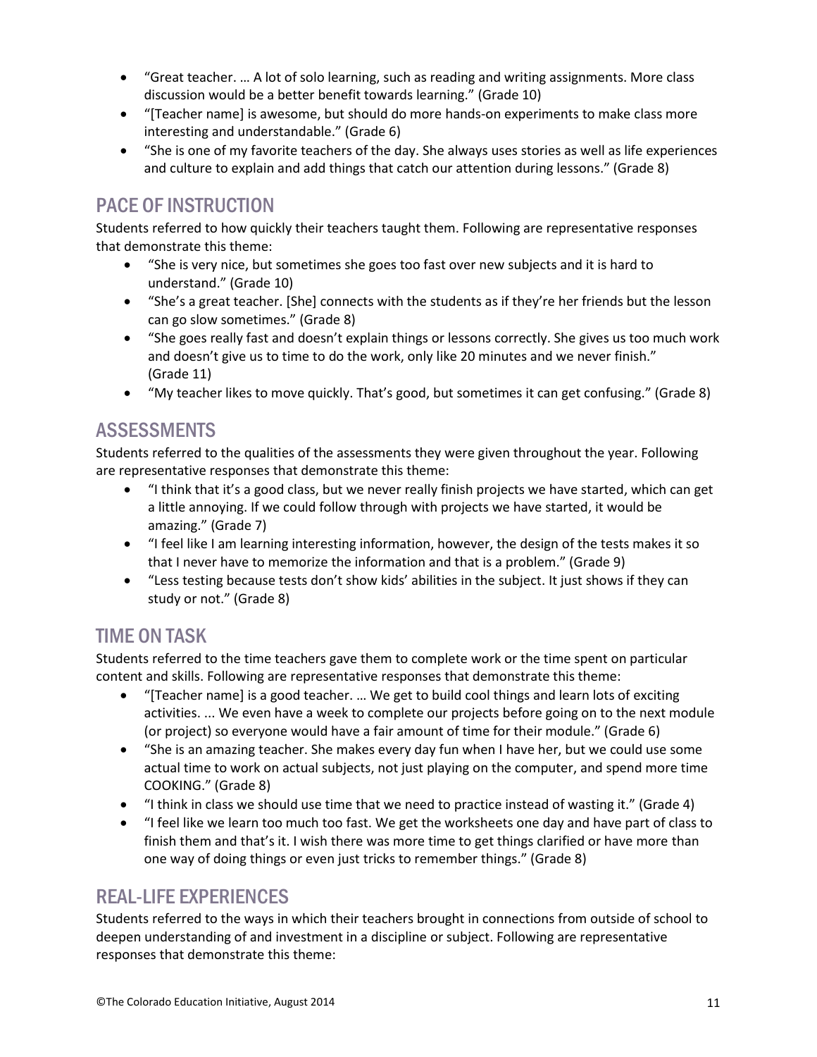- "Great teacher. … A lot of solo learning, such as reading and writing assignments. More class discussion would be a better benefit towards learning." (Grade 10)
- "[Teacher name] is awesome, but should do more hands-on experiments to make class more interesting and understandable." (Grade 6)
- "She is one of my favorite teachers of the day. She always uses stories as well as life experiences and culture to explain and add things that catch our attention during lessons." (Grade 8)

## PACE OF INSTRUCTION

Students referred to how quickly their teachers taught them. Following are representative responses that demonstrate this theme:

- "She is very nice, but sometimes she goes too fast over new subjects and it is hard to understand." (Grade 10)
- "She's a great teacher. [She] connects with the students as if they're her friends but the lesson can go slow sometimes." (Grade 8)
- "She goes really fast and doesn't explain things or lessons correctly. She gives us too much work and doesn't give us to time to do the work, only like 20 minutes and we never finish." (Grade 11)
- "My teacher likes to move quickly. That's good, but sometimes it can get confusing." (Grade 8)

## ASSESSMENTS

Students referred to the qualities of the assessments they were given throughout the year. Following are representative responses that demonstrate this theme:

- "I think that it's a good class, but we never really finish projects we have started, which can get a little annoying. If we could follow through with projects we have started, it would be amazing." (Grade 7)
- "I feel like I am learning interesting information, however, the design of the tests makes it so that I never have to memorize the information and that is a problem." (Grade 9)
- "Less testing because tests don't show kids' abilities in the subject. It just shows if they can study or not." (Grade 8)

## TIME ON TASK

Students referred to the time teachers gave them to complete work or the time spent on particular content and skills. Following are representative responses that demonstrate this theme:

- "[Teacher name] is a good teacher. … We get to build cool things and learn lots of exciting activities. ... We even have a week to complete our projects before going on to the next module (or project) so everyone would have a fair amount of time for their module." (Grade 6)
- "She is an amazing teacher. She makes every day fun when I have her, but we could use some actual time to work on actual subjects, not just playing on the computer, and spend more time COOKING." (Grade 8)
- "I think in class we should use time that we need to practice instead of wasting it." (Grade 4)
- "I feel like we learn too much too fast. We get the worksheets one day and have part of class to finish them and that's it. I wish there was more time to get things clarified or have more than one way of doing things or even just tricks to remember things." (Grade 8)

## REAL-LIFE EXPERIENCES

Students referred to the ways in which their teachers brought in connections from outside of school to deepen understanding of and investment in a discipline or subject. Following are representative responses that demonstrate this theme: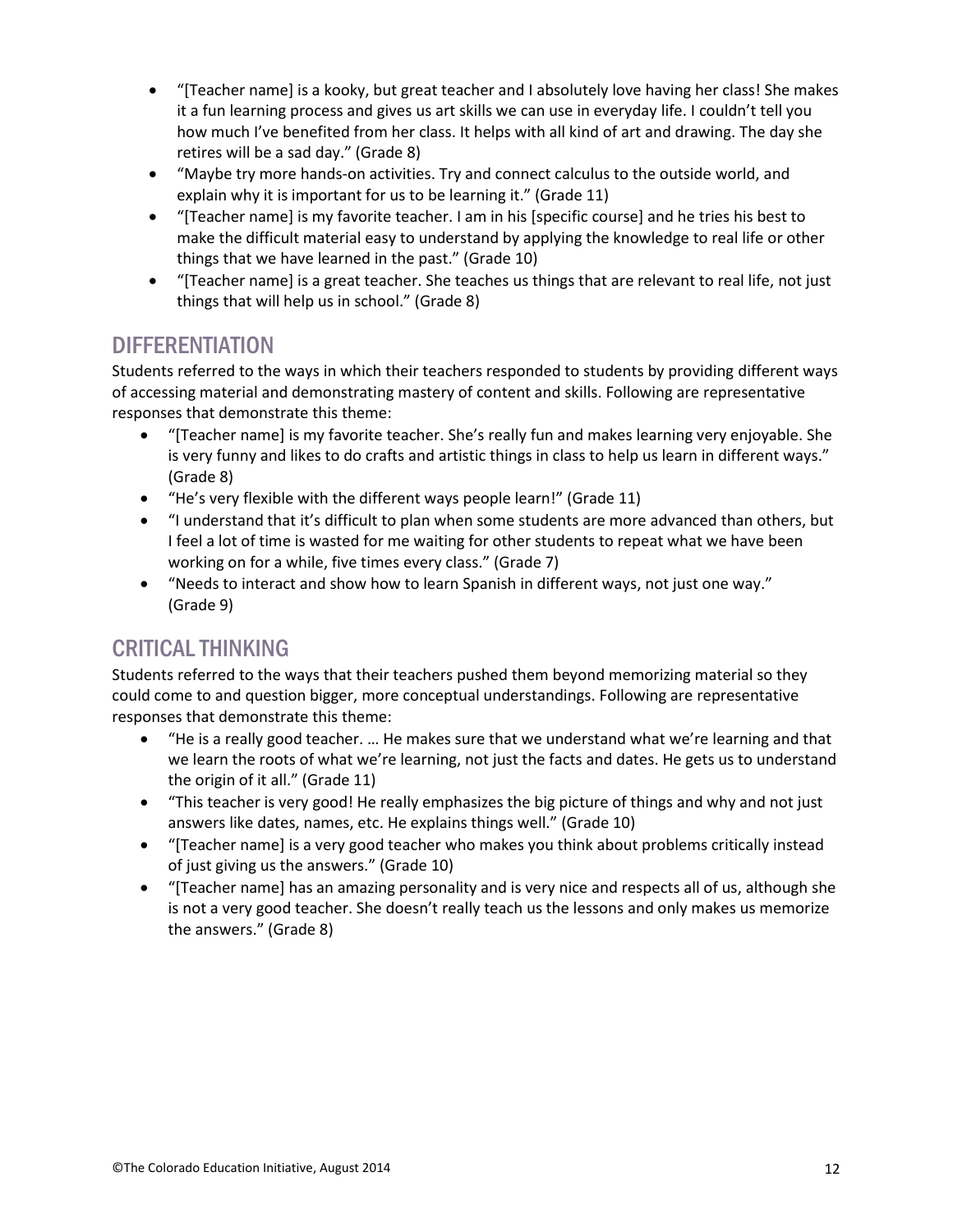- "[Teacher name] is a kooky, but great teacher and I absolutely love having her class! She makes it a fun learning process and gives us art skills we can use in everyday life. I couldn't tell you how much I've benefited from her class. It helps with all kind of art and drawing. The day she retires will be a sad day." (Grade 8)
- "Maybe try more hands-on activities. Try and connect calculus to the outside world, and explain why it is important for us to be learning it." (Grade 11)
- "[Teacher name] is my favorite teacher. I am in his [specific course] and he tries his best to make the difficult material easy to understand by applying the knowledge to real life or other things that we have learned in the past." (Grade 10)
- "[Teacher name] is a great teacher. She teaches us things that are relevant to real life, not just things that will help us in school." (Grade 8)

## DIFFERENTIATION

Students referred to the ways in which their teachers responded to students by providing different ways of accessing material and demonstrating mastery of content and skills. Following are representative responses that demonstrate this theme:

- "[Teacher name] is my favorite teacher. She's really fun and makes learning very enjoyable. She is very funny and likes to do crafts and artistic things in class to help us learn in different ways." (Grade 8)
- "He's very flexible with the different ways people learn!" (Grade 11)
- "I understand that it's difficult to plan when some students are more advanced than others, but I feel a lot of time is wasted for me waiting for other students to repeat what we have been working on for a while, five times every class." (Grade 7)
- "Needs to interact and show how to learn Spanish in different ways, not just one way." (Grade 9)

## CRITICAL THINKING

Students referred to the ways that their teachers pushed them beyond memorizing material so they could come to and question bigger, more conceptual understandings. Following are representative responses that demonstrate this theme:

- "He is a really good teacher. … He makes sure that we understand what we're learning and that we learn the roots of what we're learning, not just the facts and dates. He gets us to understand the origin of it all." (Grade 11)
- "This teacher is very good! He really emphasizes the big picture of things and why and not just answers like dates, names, etc. He explains things well." (Grade 10)
- "[Teacher name] is a very good teacher who makes you think about problems critically instead of just giving us the answers." (Grade 10)
- "[Teacher name] has an amazing personality and is very nice and respects all of us, although she is not a very good teacher. She doesn't really teach us the lessons and only makes us memorize the answers." (Grade 8)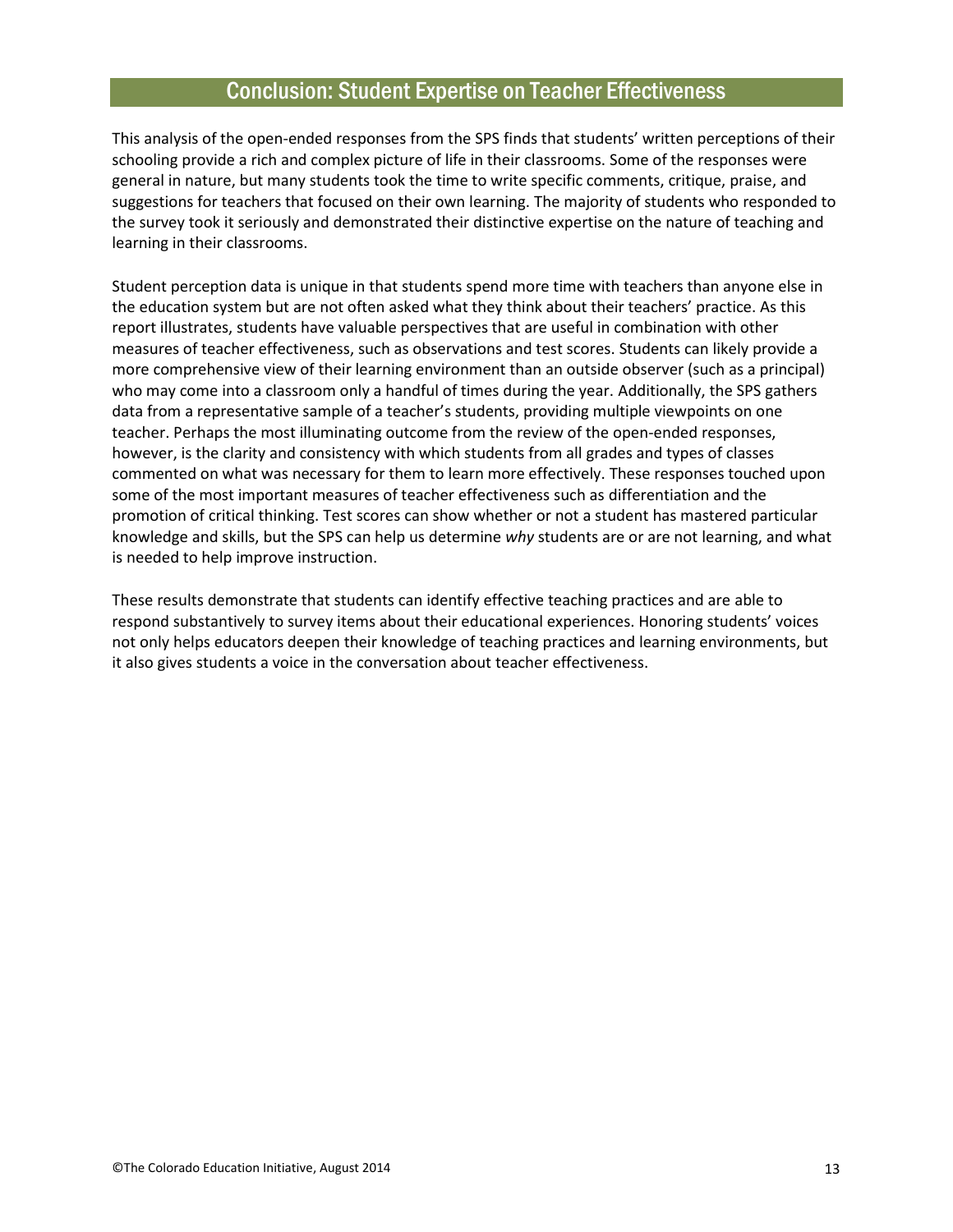## Conclusion: Student Expertise on Teacher Effectiveness

This analysis of the open-ended responses from the SPS finds that students' written perceptions of their schooling provide a rich and complex picture of life in their classrooms. Some of the responses were general in nature, but many students took the time to write specific comments, critique, praise, and suggestions for teachers that focused on their own learning. The majority of students who responded to the survey took it seriously and demonstrated their distinctive expertise on the nature of teaching and learning in their classrooms.

Student perception data is unique in that students spend more time with teachers than anyone else in the education system but are not often asked what they think about their teachers' practice. As this report illustrates, students have valuable perspectives that are useful in combination with other measures of teacher effectiveness, such as observations and test scores. Students can likely provide a more comprehensive view of their learning environment than an outside observer (such as a principal) who may come into a classroom only a handful of times during the year. Additionally, the SPS gathers data from a representative sample of a teacher's students, providing multiple viewpoints on one teacher. Perhaps the most illuminating outcome from the review of the open-ended responses, however, is the clarity and consistency with which students from all grades and types of classes commented on what was necessary for them to learn more effectively. These responses touched upon some of the most important measures of teacher effectiveness such as differentiation and the promotion of critical thinking. Test scores can show whether or not a student has mastered particular knowledge and skills, but the SPS can help us determine *why* students are or are not learning, and what is needed to help improve instruction.

These results demonstrate that students can identify effective teaching practices and are able to respond substantively to survey items about their educational experiences. Honoring students' voices not only helps educators deepen their knowledge of teaching practices and learning environments, but it also gives students a voice in the conversation about teacher effectiveness.

©The Colorado Education Initiative, August 2014